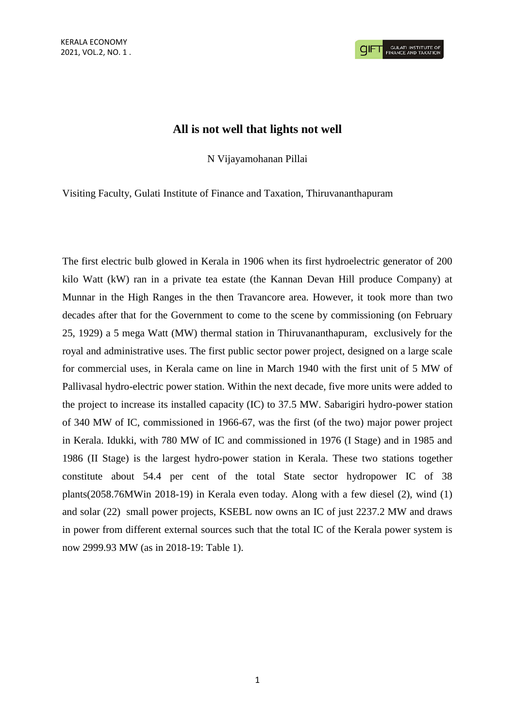# All is not well that lights not well

N Vijayamohanan Pillai

Visiting Faculty, Gulati Institute of Finance and Taxation, Thiruvananthapuram

The first electric bulb glowed in Kerala in 1906 when its first hydroelectric generator of 200 kilo Watt (kW) ran in a private tea estate (the Kannan Devan Hill produce Company) at Munnar in the High Ranges in the then Travancore area. However, it took more than two decades after that for the Government to come to the scene by commissioning (on February 25, 1929) a 5 mega Watt (MW) thermal station in Thiruvananthapuram, exclusively for the royal and administrative uses. The first public sector power project, designed on a large scale for commercial uses, in Kerala came on line in March 1940 with the first unit of 5 MW of Pallivasal hydro-electric power station. Within the next decade, five more units were added to the project to increase its installed capacity (IC) to 37.5 MW. Sabarigiri hydro-power station of 340 MW of IC, commissioned in 1966-67, was the first (of the two) major power project in Kerala. Idukki, with 780 MW of IC and commissioned in 1976 (I Stage) and in 1985 and 1986 (II Stage) is the largest hydro-power station in Kerala. These two stations together constitute about 54.4 per cent of the total State sector hydropower IC of 38 plants(2058.76MWin 2018-19) in Kerala even today. Along with a few diesel (2), wind (1) and solar (22) small power projects, KSEBL now owns an IC of just 2237.2 MW and draws in power from different external sources such that the total IC of the Kerala power system is now 2999.93 MW (as in 2018-19: Table 1).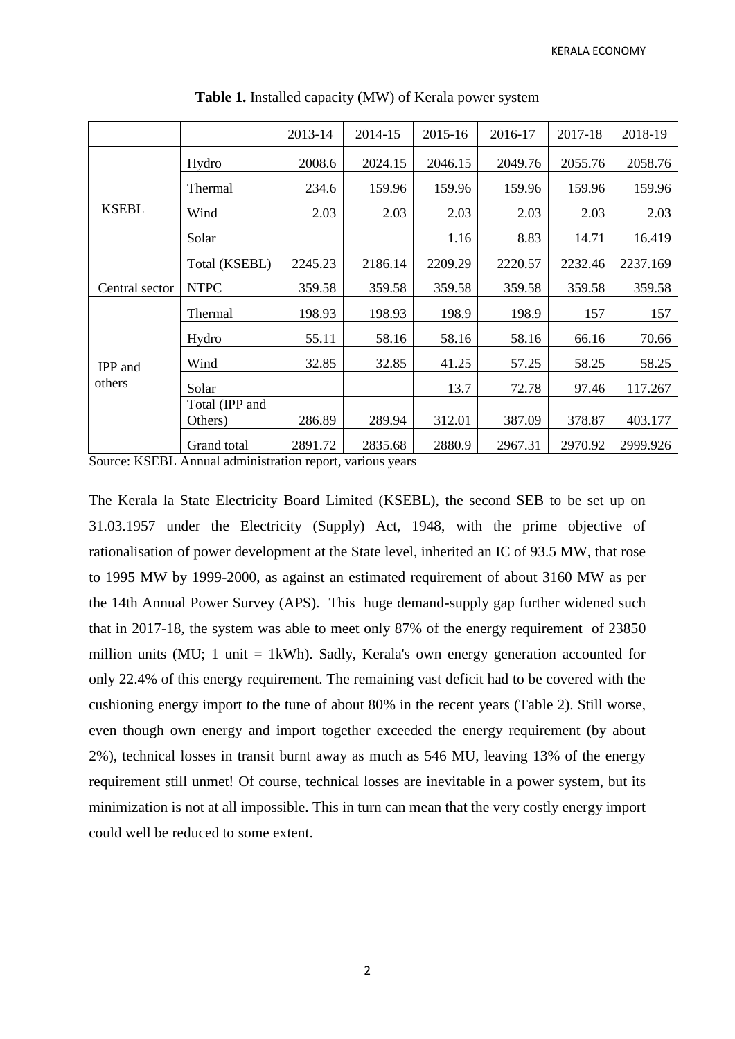**Table 1.** Installed capacity (MW) of Kerala power system

| | | 2013-14 | 2014-15 | 2015-16 | 2016-17 | 2017-18 | 2018-19 |
|---|---|---|---|---|---|---|---|
| KSEBL | Hydro | 2008.6 | 2024.15 | 2046.15 | 2049.76 | 2055.76 | 2058.76 |
| | Thermal | 234.6 | 159.96 | 159.96 | 159.96 | 159.96 | 159.96 |
| | Wind | 2.03 | 2.03 | 2.03 | 2.03 | 2.03 | 2.03 |
| | Solar | | | 1.16 | 8.83 | 14.71 | 16.419 |
| | Total (KSEBL) | 2245.23 | 2186.14 | 2209.29 | 2220.57 | 2232.46 | 2237.169 |
| Central sector | NTPC | 359.58 | 359.58 | 359.58 | 359.58 | 359.58 | 359.58 |
| IPP and others | Thermal | 198.93 | 198.93 | 198.9 | 198.9 | 157 | 157 |
| | Hydro | 55.11 | 58.16 | 58.16 | 58.16 | 66.16 | 70.66 |
| | Wind | 32.85 | 32.85 | 41.25 | 57.25 | 58.25 | 58.25 |
| | Solar | | | 13.7 | 72.78 | 97.46 | 117.267 |
| | Total (IPP and Others) | 286.89 | 289.94 | 312.01 | 387.09 | 378.87 | 403.177 |
| | Grand total | 2891.72 | 2835.68 | 2880.9 | 2967.31 | 2970.92 | 2999.926 |

Source: KSEBL Annual administration report, various years

The Kerala la State Electricity Board Limited (KSEBL), the second SEB to be set up on 31.03.1957 under the Electricity (Supply) Act, 1948, with the prime objective of rationalisation of power development at the State level, inherited an IC of 93.5 MW, that rose to 1995 MW by 1999-2000, as against an estimated requirement of about 3160 MW as per the 14th Annual Power Survey (APS). This huge demand-supply gap further widened such that in 2017-18, the system was able to meet only 87% of the energy requirement of 23850 million units (MU; 1 unit = 1kWh). Sadly, Kerala's own energy generation accounted for only 22.4% of this energy requirement. The remaining vast deficit had to be covered with the cushioning energy import to the tune of about 80% in the recent years (Table 2). Still worse, even though own energy and import together exceeded the energy requirement (by about 2%), technical losses in transit burnt away as much as 546 MU, leaving 13% of the energy requirement still unmet! Of course, technical losses are inevitable in a power system, but its minimization is not at all impossible. This in turn can mean that the very costly energy import could well be reduced to some extent.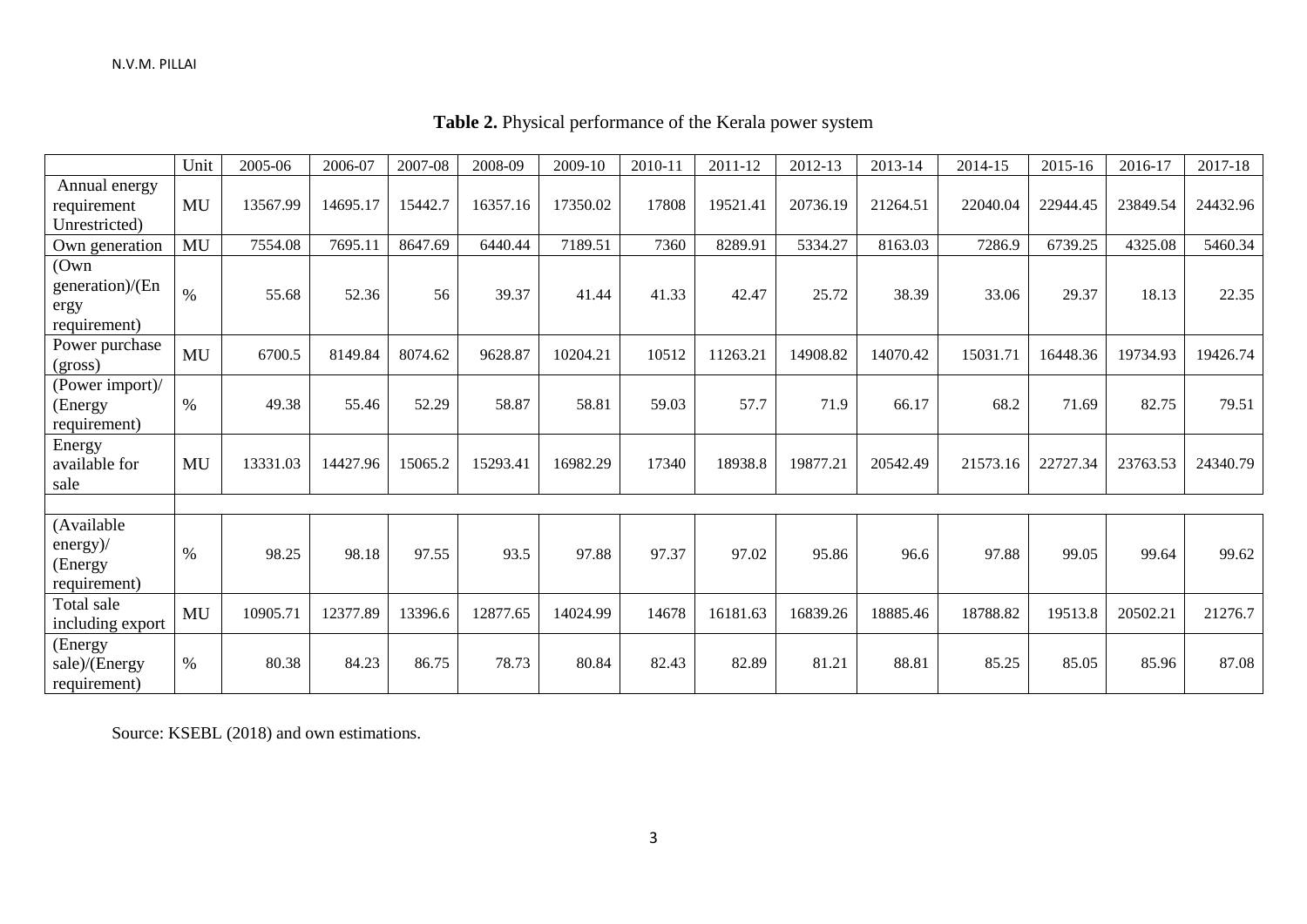**Table 2.** Physical performance of the Kerala power system

| | Unit | 2005-06 | 2006-07 | 2007-08 | 2008-09 | 2009-10 | 2010-11 | 2011-12 | 2012-13 | 2013-14 | 2014-15 | 2015-16 | 2016-17 | 2017-18 |
|---|---|---|---|---|---|---|---|---|---|---|---|---|---|---|
| Annual energy requirement Unrestricted) | MU | 13567.99 | 14695.17 | 15442.7 | 16357.16 | 17350.02 | 17808 | 19521.41 | 20736.19 | 21264.51 | 22040.04 | 22944.45 | 23849.54 | 24432.96 |
| Own generation | MU | 7554.08 | 7695.11 | 8647.69 | 6440.44 | 7189.51 | 7360 | 8289.91 | 5334.27 | 8163.03 | 7286.9 | 6739.25 | 4325.08 | 5460.34 |
| (Own generation)/(Energy requirement) | % | 55.68 | 52.36 | 56 | 39.37 | 41.44 | 41.33 | 42.47 | 25.72 | 38.39 | 33.06 | 29.37 | 18.13 | 22.35 |
| Power purchase (gross) | MU | 6700.5 | 8149.84 | 8074.62 | 9628.87 | 10204.21 | 10512 | 11263.21 | 14908.82 | 14070.42 | 15031.71 | 16448.36 | 19734.93 | 19426.74 |
| (Power import)/(Energy requirement) | % | 49.38 | 55.46 | 52.29 | 58.87 | 58.81 | 59.03 | 57.7 | 71.9 | 66.17 | 68.2 | 71.69 | 82.75 | 79.51 |
| Energy available for sale | MU | 13331.03 | 14427.96 | 15065.2 | 15293.41 | 16982.29 | 17340 | 18938.8 | 19877.21 | 20542.49 | 21573.16 | 22727.34 | 23763.53 | 24340.79 |
| | | | | | | | | | | | | | | |
| (Available energy)/(Energy requirement) | % | 98.25 | 98.18 | 97.55 | 93.5 | 97.88 | 97.37 | 97.02 | 95.86 | 96.6 | 97.88 | 99.05 | 99.64 | 99.62 |
| Total sale including export | MU | 10905.71 | 12377.89 | 13396.6 | 12877.65 | 14024.99 | 14678 | 16181.63 | 16839.26 | 18885.46 | 18788.82 | 19513.8 | 20502.21 | 21276.7 |
| (Energy sale)/(Energy requirement) | % | 80.38 | 84.23 | 86.75 | 78.73 | 80.84 | 82.43 | 82.89 | 81.21 | 88.81 | 85.25 | 85.05 | 85.96 | 87.08 |

Source: KSEBL (2018) and own estimations.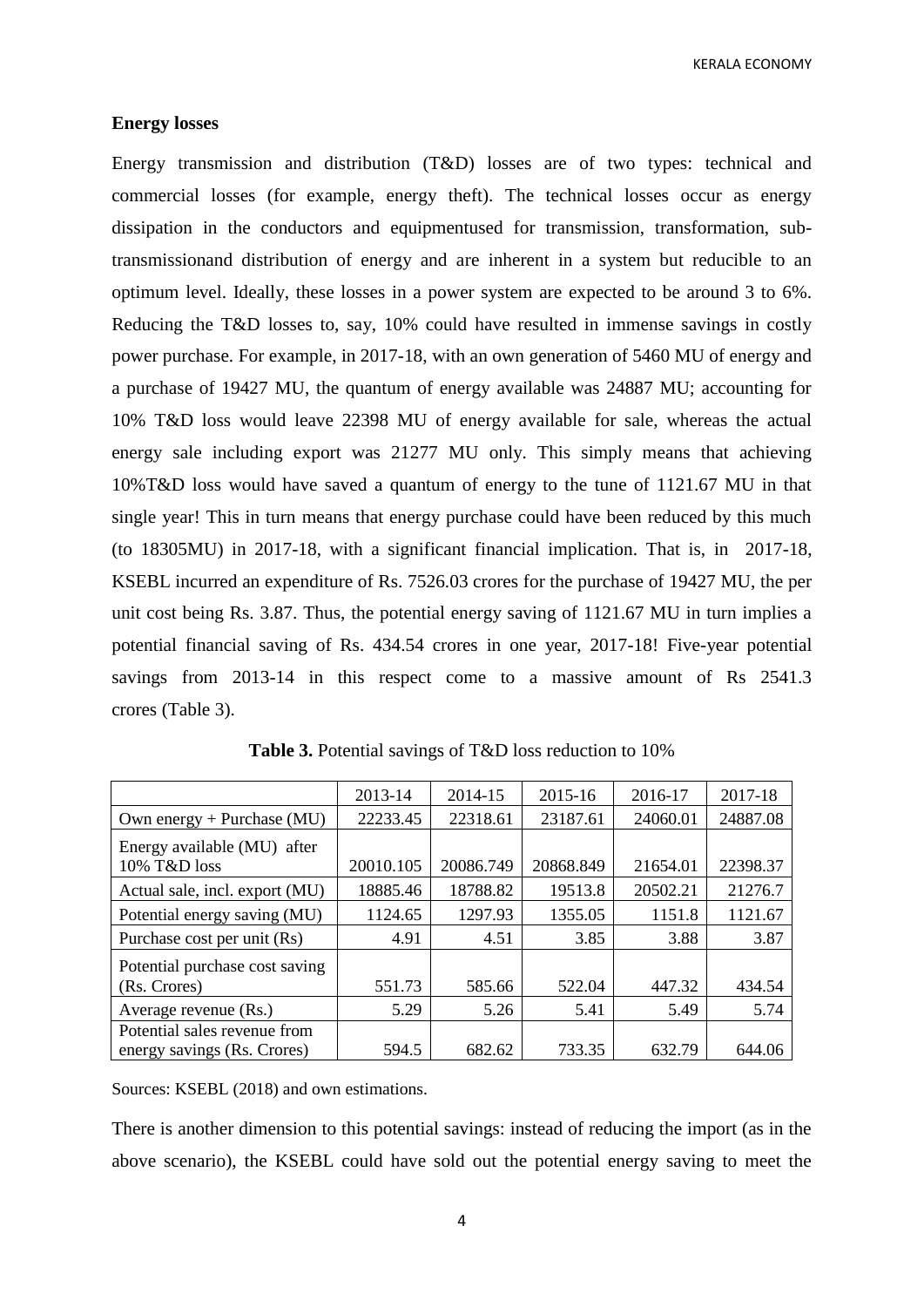### Energy losses

Energy transmission and distribution (T&D) losses are of two types: technical and commercial losses (for example, energy theft). The technical losses occur as energy dissipation in the conductors and equipmentused for transmission, transformation, sub-transmissionand distribution of energy and are inherent in a system but reducible to an optimum level. Ideally, these losses in a power system are expected to be around 3 to 6%. Reducing the T&D losses to, say, 10% could have resulted in immense savings in costly power purchase. For example, in 2017-18, with an own generation of 5460 MU of energy and a purchase of 19427 MU, the quantum of energy available was 24887 MU; accounting for 10% T&D loss would leave 22398 MU of energy available for sale, whereas the actual energy sale including export was 21277 MU only. This simply means that achieving 10%T&D loss would have saved a quantum of energy to the tune of 1121.67 MU in that single year! This in turn means that energy purchase could have been reduced by this much (to 18305MU) in 2017-18, with a significant financial implication. That is, in 2017-18, KSEBL incurred an expenditure of Rs. 7526.03 crores for the purchase of 19427 MU, the per unit cost being Rs. 3.87. Thus, the potential energy saving of 1121.67 MU in turn implies a potential financial saving of Rs. 434.54 crores in one year, 2017-18! Five-year potential savings from 2013-14 in this respect come to a massive amount of Rs 2541.3 crores (Table 3).

**Table 3.** Potential savings of T&D loss reduction to 10%

| | 2013-14 | 2014-15 | 2015-16 | 2016-17 | 2017-18 |
|---|---|---|---|---|---|
| Own energy + Purchase (MU) | 22233.45 | 22318.61 | 23187.61 | 24060.01 | 24887.08 |
| Energy available (MU) after 10% T&D loss | 20010.105 | 20086.749 | 20868.849 | 21654.01 | 22398.37 |
| Actual sale, incl. export (MU) | 18885.46 | 18788.82 | 19513.8 | 20502.21 | 21276.7 |
| Potential energy saving (MU) | 1124.65 | 1297.93 | 1355.05 | 1151.8 | 1121.67 |
| Purchase cost per unit (Rs) | 4.91 | 4.51 | 3.85 | 3.88 | 3.87 |
| Potential purchase cost saving (Rs. Crores) | 551.73 | 585.66 | 522.04 | 447.32 | 434.54 |
| Average revenue (Rs.) | 5.29 | 5.26 | 5.41 | 5.49 | 5.74 |
| Potential sales revenue from energy savings (Rs. Crores) | 594.5 | 682.62 | 733.35 | 632.79 | 644.06 |

Sources: KSEBL (2018) and own estimations.

There is another dimension to this potential savings: instead of reducing the import (as in the above scenario), the KSEBL could have sold out the potential energy saving to meet the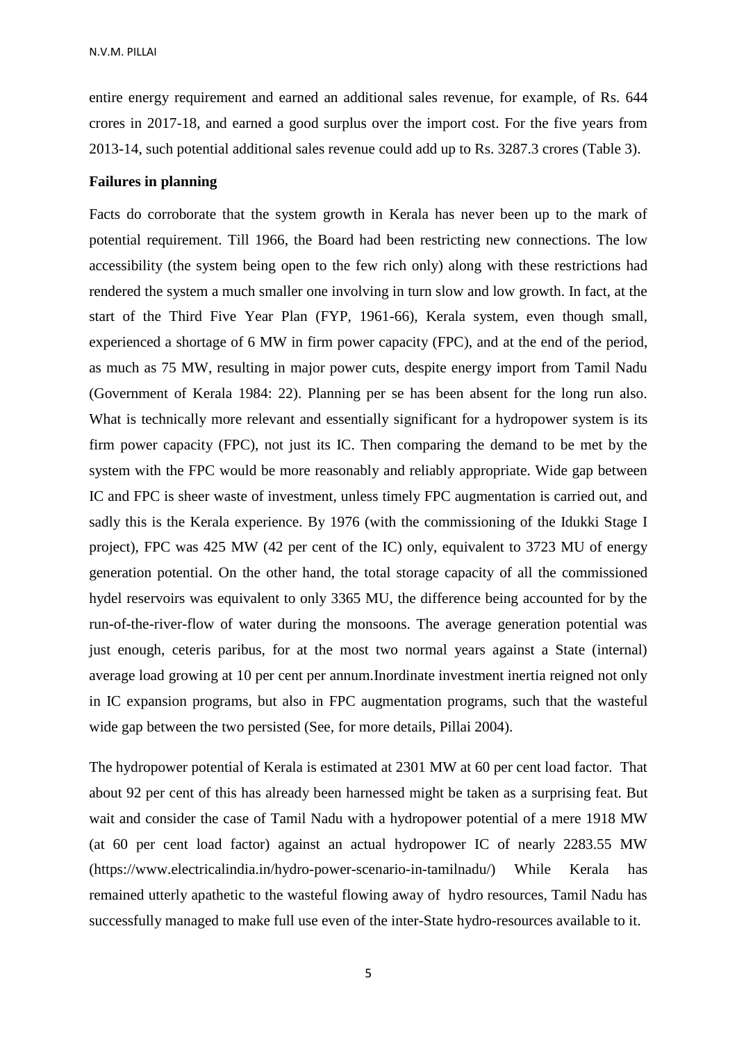entire energy requirement and earned an additional sales revenue, for example, of Rs. 644 crores in 2017-18, and earned a good surplus over the import cost. For the five years from 2013-14, such potential additional sales revenue could add up to Rs. 3287.3 crores (Table 3).

**Failures in planning**

Facts do corroborate that the system growth in Kerala has never been up to the mark of potential requirement. Till 1966, the Board had been restricting new connections. The low accessibility (the system being open to the few rich only) along with these restrictions had rendered the system a much smaller one involving in turn slow and low growth. In fact, at the start of the Third Five Year Plan (FYP, 1961-66), Kerala system, even though small, experienced a shortage of 6 MW in firm power capacity (FPC), and at the end of the period, as much as 75 MW, resulting in major power cuts, despite energy import from Tamil Nadu (Government of Kerala 1984: 22). Planning per se has been absent for the long run also. What is technically more relevant and essentially significant for a hydropower system is its firm power capacity (FPC), not just its IC. Then comparing the demand to be met by the system with the FPC would be more reasonably and reliably appropriate. Wide gap between IC and FPC is sheer waste of investment, unless timely FPC augmentation is carried out, and sadly this is the Kerala experience. By 1976 (with the commissioning of the Idukki Stage I project), FPC was 425 MW (42 per cent of the IC) only, equivalent to 3723 MU of energy generation potential. On the other hand, the total storage capacity of all the commissioned hydel reservoirs was equivalent to only 3365 MU, the difference being accounted for by the run-of-the-river-flow of water during the monsoons. The average generation potential was just enough, ceteris paribus, for at the most two normal years against a State (internal) average load growing at 10 per cent per annum.Inordinate investment inertia reigned not only in IC expansion programs, but also in FPC augmentation programs, such that the wasteful wide gap between the two persisted (See, for more details, Pillai 2004).

The hydropower potential of Kerala is estimated at 2301 MW at 60 per cent load factor. That about 92 per cent of this has already been harnessed might be taken as a surprising feat. But wait and consider the case of Tamil Nadu with a hydropower potential of a mere 1918 MW (at 60 per cent load factor) against an actual hydropower IC of nearly 2283.55 MW (https://www.electricalindia.in/hydro-power-scenario-in-tamilnadu/) While Kerala has remained utterly apathetic to the wasteful flowing away of hydro resources, Tamil Nadu has successfully managed to make full use even of the inter-State hydro-resources available to it.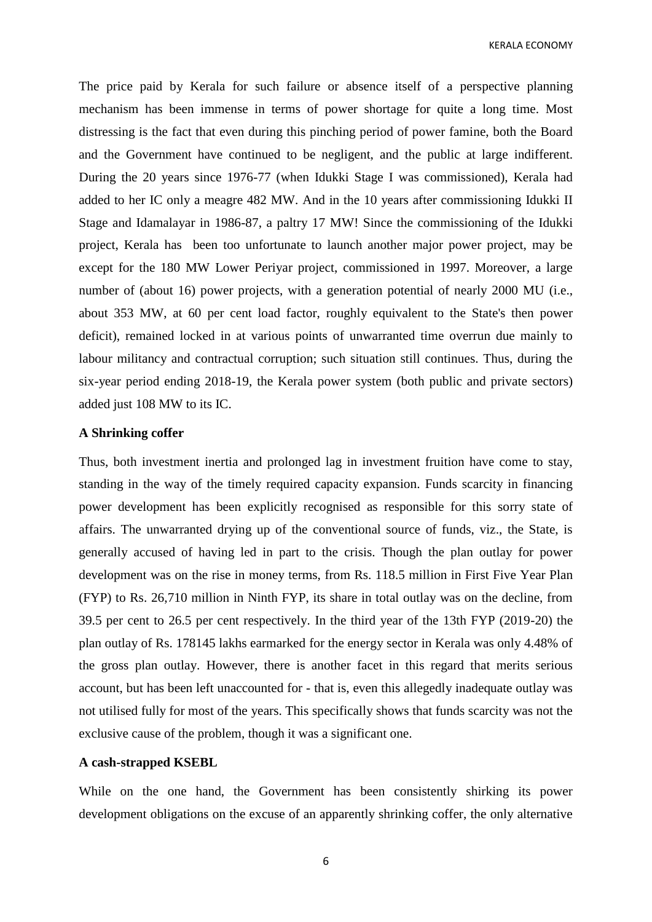The price paid by Kerala for such failure or absence itself of a perspective planning mechanism has been immense in terms of power shortage for quite a long time. Most distressing is the fact that even during this pinching period of power famine, both the Board and the Government have continued to be negligent, and the public at large indifferent. During the 20 years since 1976-77 (when Idukki Stage I was commissioned), Kerala had added to her IC only a meagre 482 MW. And in the 10 years after commissioning Idukki II Stage and Idamalayar in 1986-87, a paltry 17 MW! Since the commissioning of the Idukki project, Kerala has been too unfortunate to launch another major power project, may be except for the 180 MW Lower Periyar project, commissioned in 1997. Moreover, a large number of (about 16) power projects, with a generation potential of nearly 2000 MU (i.e., about 353 MW, at 60 per cent load factor, roughly equivalent to the State's then power deficit), remained locked in at various points of unwarranted time overrun due mainly to labour militancy and contractual corruption; such situation still continues. Thus, during the six-year period ending 2018-19, the Kerala power system (both public and private sectors) added just 108 MW to its IC.

**A Shrinking coffer**

Thus, both investment inertia and prolonged lag in investment fruition have come to stay, standing in the way of the timely required capacity expansion. Funds scarcity in financing power development has been explicitly recognised as responsible for this sorry state of affairs. The unwarranted drying up of the conventional source of funds, viz., the State, is generally accused of having led in part to the crisis. Though the plan outlay for power development was on the rise in money terms, from Rs. 118.5 million in First Five Year Plan (FYP) to Rs. 26,710 million in Ninth FYP, its share in total outlay was on the decline, from 39.5 per cent to 26.5 per cent respectively. In the third year of the 13th FYP (2019-20) the plan outlay of Rs. 178145 lakhs earmarked for the energy sector in Kerala was only 4.48% of the gross plan outlay. However, there is another facet in this regard that merits serious account, but has been left unaccounted for - that is, even this allegedly inadequate outlay was not utilised fully for most of the years. This specifically shows that funds scarcity was not the exclusive cause of the problem, though it was a significant one.

**A cash-strapped KSEBL**

While on the one hand, the Government has been consistently shirking its power development obligations on the excuse of an apparently shrinking coffer, the only alternative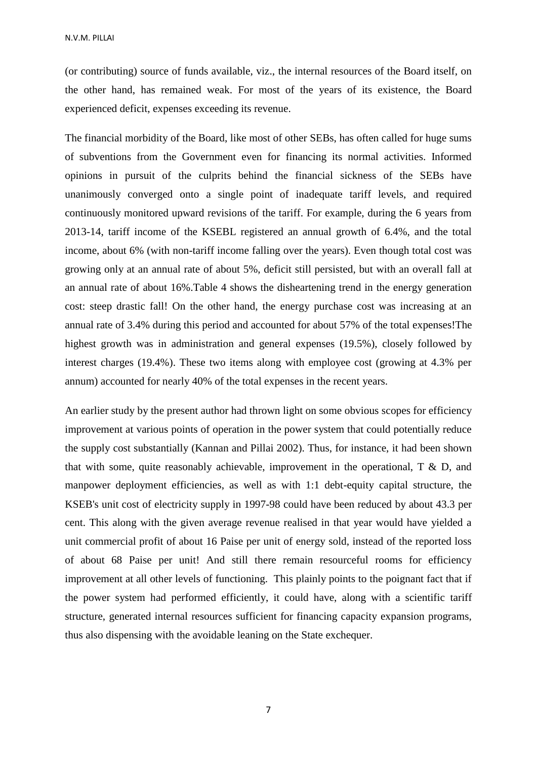(or contributing) source of funds available, viz., the internal resources of the Board itself, on the other hand, has remained weak. For most of the years of its existence, the Board experienced deficit, expenses exceeding its revenue.

The financial morbidity of the Board, like most of other SEBs, has often called for huge sums of subventions from the Government even for financing its normal activities. Informed opinions in pursuit of the culprits behind the financial sickness of the SEBs have unanimously converged onto a single point of inadequate tariff levels, and required continuously monitored upward revisions of the tariff. For example, during the 6 years from 2013-14, tariff income of the KSEBL registered an annual growth of 6.4%, and the total income, about 6% (with non-tariff income falling over the years). Even though total cost was growing only at an annual rate of about 5%, deficit still persisted, but with an overall fall at an annual rate of about 16%.Table 4 shows the disheartening trend in the energy generation cost: steep drastic fall! On the other hand, the energy purchase cost was increasing at an annual rate of 3.4% during this period and accounted for about 57% of the total expenses!The highest growth was in administration and general expenses (19.5%), closely followed by interest charges (19.4%). These two items along with employee cost (growing at 4.3% per annum) accounted for nearly 40% of the total expenses in the recent years.

An earlier study by the present author had thrown light on some obvious scopes for efficiency improvement at various points of operation in the power system that could potentially reduce the supply cost substantially (Kannan and Pillai 2002). Thus, for instance, it had been shown that with some, quite reasonably achievable, improvement in the operational, T & D, and manpower deployment efficiencies, as well as with 1:1 debt-equity capital structure, the KSEB's unit cost of electricity supply in 1997-98 could have been reduced by about 43.3 per cent. This along with the given average revenue realised in that year would have yielded a unit commercial profit of about 16 Paise per unit of energy sold, instead of the reported loss of about 68 Paise per unit! And still there remain resourceful rooms for efficiency improvement at all other levels of functioning. This plainly points to the poignant fact that if the power system had performed efficiently, it could have, along with a scientific tariff structure, generated internal resources sufficient for financing capacity expansion programs, thus also dispensing with the avoidable leaning on the State exchequer.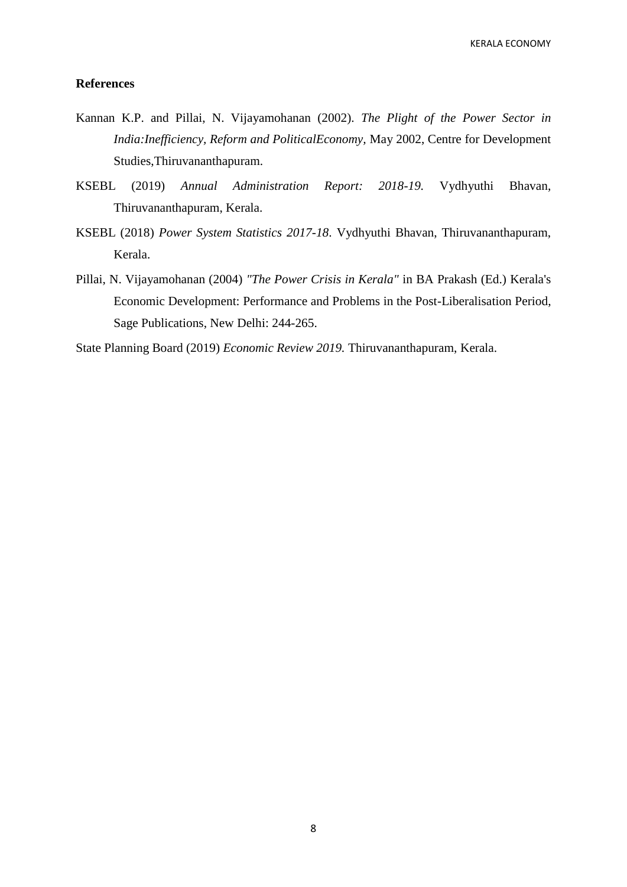### References

Kannan K.P. and Pillai, N. Vijayamohanan (2002). *The Plight of the Power Sector in India:Inefficiency, Reform and PoliticalEconomy*, May 2002, Centre for Development Studies,Thiruvananthapuram.

KSEBL (2019) *Annual Administration Report: 2018-19.* Vydhyuthi Bhavan, Thiruvananthapuram, Kerala.

KSEBL (2018) *Power System Statistics 2017-18*. Vydhyuthi Bhavan, Thiruvananthapuram, Kerala.

Pillai, N. Vijayamohanan (2004) *"The Power Crisis in Kerala"* in BA Prakash (Ed.) Kerala's Economic Development: Performance and Problems in the Post-Liberalisation Period, Sage Publications, New Delhi: 244-265.

State Planning Board (2019) *Economic Review 2019.* Thiruvananthapuram, Kerala.